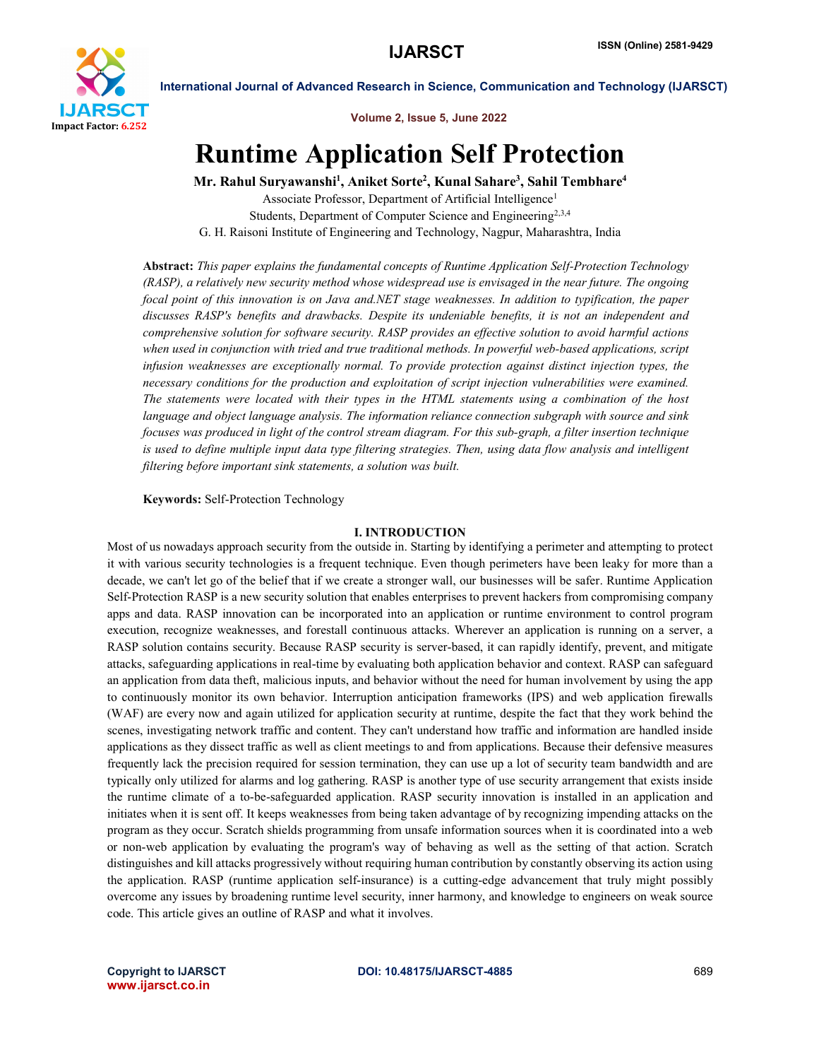# Runtime Application Self Protection

**Mr. Rahul Suryawanshi[1], Aniket Sorte[2], Kunal Sahare[3], Sahil Tembhare[4]**

Associate Professor, Department of Artificial Intelligence[1]

Students, Department of Computer Science and Engineering[2,3,4]

G. H. Raisoni Institute of Engineering and Technology, Nagpur, Maharashtra, India

**Abstract:** *This paper explains the fundamental concepts of Runtime Application Self-Protection Technology (RASP), a relatively new security method whose widespread use is envisaged in the near future. The ongoing focal point of this innovation is on Java and.NET stage weaknesses. In addition to typification, the paper discusses RASP's benefits and drawbacks. Despite its undeniable benefits, it is not an independent and comprehensive solution for software security. RASP provides an effective solution to avoid harmful actions when used in conjunction with tried and true traditional methods. In powerful web-based applications, script infusion weaknesses are exceptionally normal. To provide protection against distinct injection types, the necessary conditions for the production and exploitation of script injection vulnerabilities were examined. The statements were located with their types in the HTML statements using a combination of the host language and object language analysis. The information reliance connection subgraph with source and sink focuses was produced in light of the control stream diagram. For this sub-graph, a filter insertion technique is used to define multiple input data type filtering strategies. Then, using data flow analysis and intelligent filtering before important sink statements, a solution was built.*

**Keywords:** Self-Protection Technology

## I. INTRODUCTION

Most of us nowadays approach security from the outside in. Starting by identifying a perimeter and attempting to protect it with various security technologies is a frequent technique. Even though perimeters have been leaky for more than a decade, we can't let go of the belief that if we create a stronger wall, our businesses will be safer. Runtime Application Self-Protection RASP is a new security solution that enables enterprises to prevent hackers from compromising company apps and data. RASP innovation can be incorporated into an application or runtime environment to control program execution, recognize weaknesses, and forestall continuous attacks. Wherever an application is running on a server, a RASP solution contains security. Because RASP security is server-based, it can rapidly identify, prevent, and mitigate attacks, safeguarding applications in real-time by evaluating both application behavior and context. RASP can safeguard an application from data theft, malicious inputs, and behavior without the need for human involvement by using the app to continuously monitor its own behavior. Interruption anticipation frameworks (IPS) and web application firewalls (WAF) are every now and again utilized for application security at runtime, despite the fact that they work behind the scenes, investigating network traffic and content. They can't understand how traffic and information are handled inside applications as they dissect traffic as well as client meetings to and from applications. Because their defensive measures frequently lack the precision required for session termination, they can use up a lot of security team bandwidth and are typically only utilized for alarms and log gathering. RASP is another type of use security arrangement that exists inside the runtime climate of a to-be-safeguarded application. RASP security innovation is installed in an application and initiates when it is sent off. It keeps weaknesses from being taken advantage of by recognizing impending attacks on the program as they occur. Scratch shields programming from unsafe information sources when it is coordinated into a web or non-web application by evaluating the program's way of behaving as well as the setting of that action. Scratch distinguishes and kill attacks progressively without requiring human contribution by constantly observing its action using the application. RASP (runtime application self-insurance) is a cutting-edge advancement that truly might possibly overcome any issues by broadening runtime level security, inner harmony, and knowledge to engineers on weak source code. This article gives an outline of RASP and what it involves.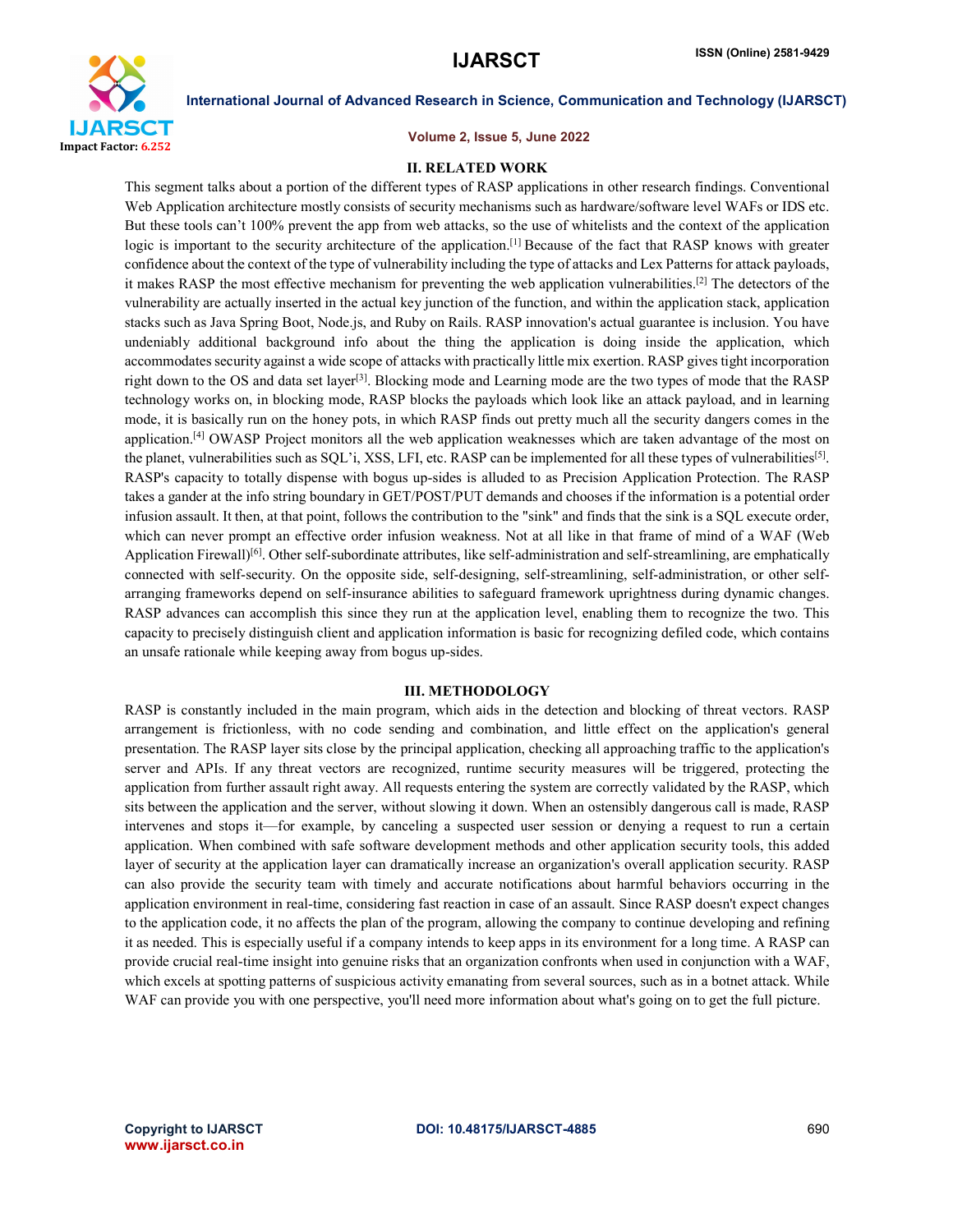## II. RELATED WORK

This segment talks about a portion of the different types of RASP applications in other research findings. Conventional Web Application architecture mostly consists of security mechanisms such as hardware/software level WAFs or IDS etc. But these tools can't 100% prevent the app from web attacks, so the use of whitelists and the context of the application logic is important to the security architecture of the application.[1] Because of the fact that RASP knows with greater confidence about the context of the type of vulnerability including the type of attacks and Lex Patterns for attack payloads, it makes RASP the most effective mechanism for preventing the web application vulnerabilities.[2] The detectors of the vulnerability are actually inserted in the actual key junction of the function, and within the application stack, application stacks such as Java Spring Boot, Node.js, and Ruby on Rails. RASP innovation's actual guarantee is inclusion. You have undeniably additional background info about the thing the application is doing inside the application, which accommodates security against a wide scope of attacks with practically little mix exertion. RASP gives tight incorporation right down to the OS and data set layer[3]. Blocking mode and Learning mode are the two types of mode that the RASP technology works on, in blocking mode, RASP blocks the payloads which look like an attack payload, and in learning mode, it is basically run on the honey pots, in which RASP finds out pretty much all the security dangers comes in the application.[4] OWASP Project monitors all the web application weaknesses which are taken advantage of the most on the planet, vulnerabilities such as SQL'i, XSS, LFI, etc. RASP can be implemented for all these types of vulnerabilities[5]. RASP's capacity to totally dispense with bogus up-sides is alluded to as Precision Application Protection. The RASP takes a gander at the info string boundary in GET/POST/PUT demands and chooses if the information is a potential order infusion assault. It then, at that point, follows the contribution to the "sink" and finds that the sink is a SQL execute order, which can never prompt an effective order infusion weakness. Not at all like in that frame of mind of a WAF (Web Application Firewall)[6]. Other self-subordinate attributes, like self-administration and self-streamlining, are emphatically connected with self-security. On the opposite side, self-designing, self-streamlining, self-administration, or other self-arranging frameworks depend on self-insurance abilities to safeguard framework uprightness during dynamic changes. RASP advances can accomplish this since they run at the application level, enabling them to recognize the two. This capacity to precisely distinguish client and application information is basic for recognizing defiled code, which contains an unsafe rationale while keeping away from bogus up-sides.

## III. METHODOLOGY

RASP is constantly included in the main program, which aids in the detection and blocking of threat vectors. RASP arrangement is frictionless, with no code sending and combination, and little effect on the application's general presentation. The RASP layer sits close by the principal application, checking all approaching traffic to the application's server and APIs. If any threat vectors are recognized, runtime security measures will be triggered, protecting the application from further assault right away. All requests entering the system are correctly validated by the RASP, which sits between the application and the server, without slowing it down. When an ostensibly dangerous call is made, RASP intervenes and stops it—for example, by canceling a suspected user session or denying a request to run a certain application. When combined with safe software development methods and other application security tools, this added layer of security at the application layer can dramatically increase an organization's overall application security. RASP can also provide the security team with timely and accurate notifications about harmful behaviors occurring in the application environment in real-time, considering fast reaction in case of an assault. Since RASP doesn't expect changes to the application code, it no affects the plan of the program, allowing the company to continue developing and refining it as needed. This is especially useful if a company intends to keep apps in its environment for a long time. A RASP can provide crucial real-time insight into genuine risks that an organization confronts when used in conjunction with a WAF, which excels at spotting patterns of suspicious activity emanating from several sources, such as in a botnet attack. While WAF can provide you with one perspective, you'll need more information about what's going on to get the full picture.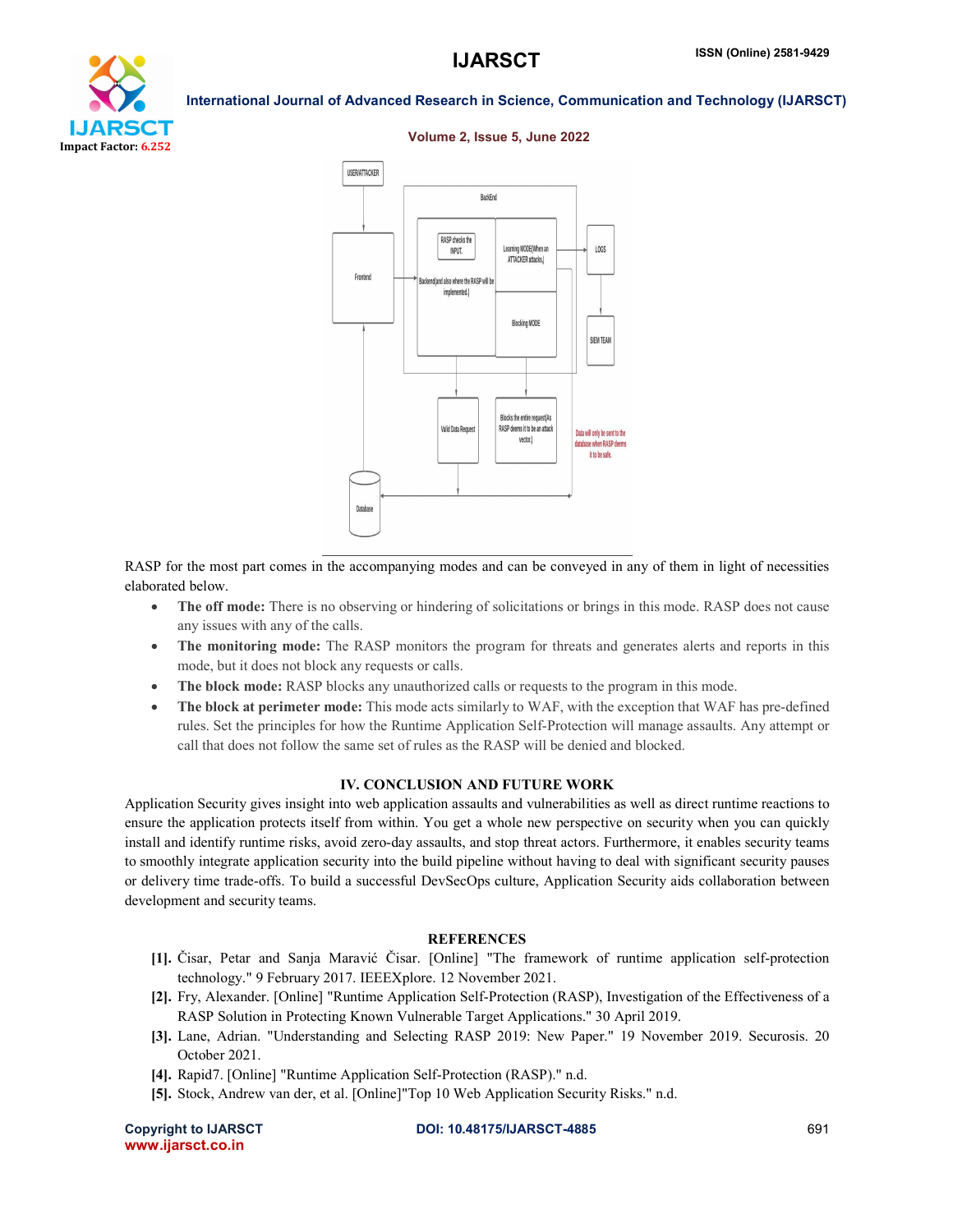RASP for the most part comes in the accompanying modes and can be conveyed in any of them in light of necessities elaborated below.

- **The off mode:** There is no observing or hindering of solicitations or brings in this mode. RASP does not cause any issues with any of the calls.
- **The monitoring mode:** The RASP monitors the program for threats and generates alerts and reports in this mode, but it does not block any requests or calls.
- **The block mode:** RASP blocks any unauthorized calls or requests to the program in this mode.
- **The block at perimeter mode:** This mode acts similarly to WAF, with the exception that WAF has pre-defined rules. Set the principles for how the Runtime Application Self-Protection will manage assaults. Any attempt or call that does not follow the same set of rules as the RASP will be denied and blocked.

## IV. CONCLUSION AND FUTURE WORK

Application Security gives insight into web application assaults and vulnerabilities as well as direct runtime reactions to ensure the application protects itself from within. You get a whole new perspective on security when you can quickly install and identify runtime risks, avoid zero-day assaults, and stop threat actors. Furthermore, it enables security teams to smoothly integrate application security into the build pipeline without having to deal with significant security pauses or delivery time trade-offs. To build a successful DevSecOps culture, Application Security aids collaboration between development and security teams.

## REFERENCES

[1]. Čisar, Petar and Sanja Maravić Čisar. [Online] "The framework of runtime application self-protection technology." 9 February 2017. IEEEXplore. 12 November 2021.

[2]. Fry, Alexander. [Online] "Runtime Application Self-Protection (RASP), Investigation of the Effectiveness of a RASP Solution in Protecting Known Vulnerable Target Applications." 30 April 2019.

[3]. Lane, Adrian. "Understanding and Selecting RASP 2019: New Paper." 19 November 2019. Securosis. 20 October 2021.

[4]. Rapid7. [Online] "Runtime Application Self-Protection (RASP)." n.d.

[5]. Stock, Andrew van der, et al. [Online]"Top 10 Web Application Security Risks." n.d.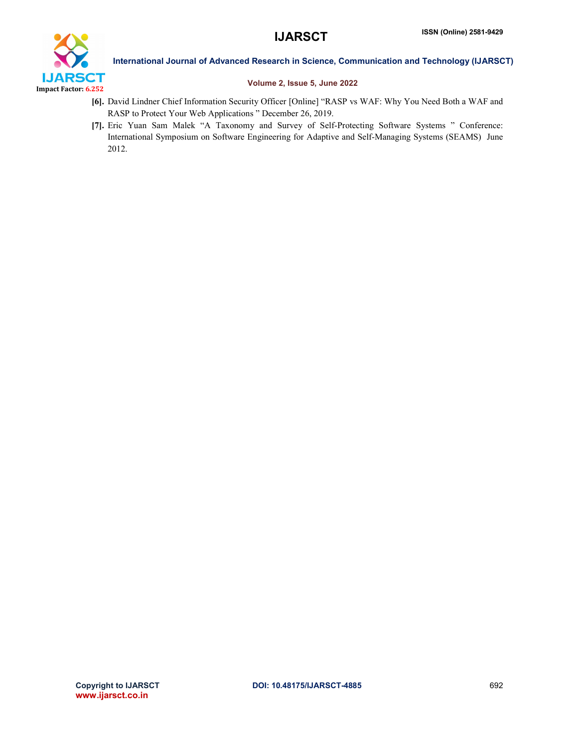[6]. David Lindner Chief Information Security Officer [Online] "RASP vs WAF: Why You Need Both a WAF and RASP to Protect Your Web Applications " December 26, 2019.

[7]. Eric Yuan Sam Malek "A Taxonomy and Survey of Self-Protecting Software Systems " Conference: International Symposium on Software Engineering for Adaptive and Self-Managing Systems (SEAMS) June 2012.